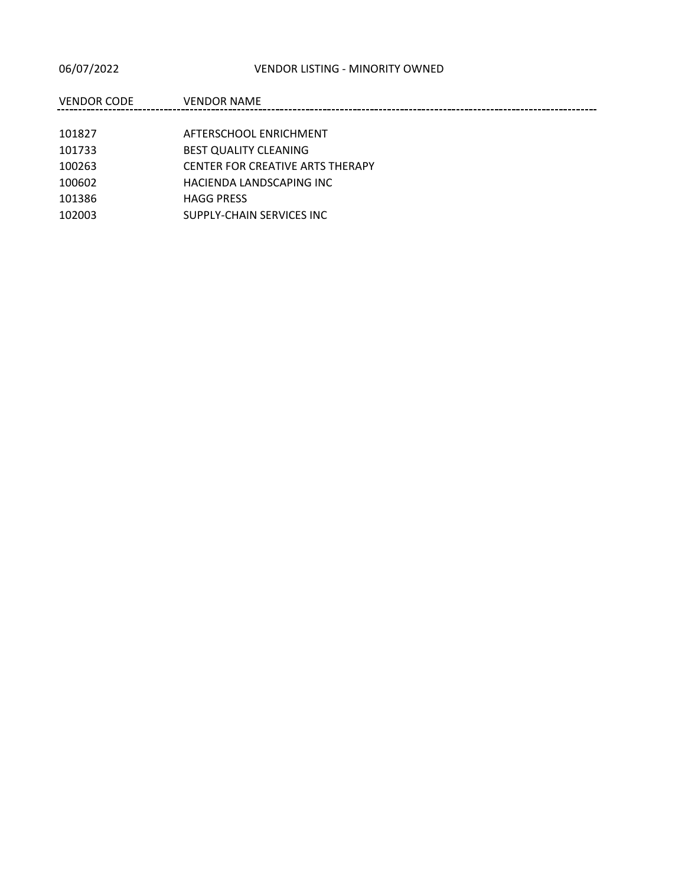06/07/2022 VENDOR LISTING - MINORITY OWNED

| VENDOR CODE | VENDOR NAME |
| --- | --- |
| 101827 | AFTERSCHOOL ENRICHMENT |
| 101733 | BEST QUALITY CLEANING |
| 100263 | CENTER FOR CREATIVE ARTS THERAPY |
| 100602 | HACIENDA LANDSCAPING INC |
| 101386 | HAGG PRESS |
| 102003 | SUPPLY-CHAIN SERVICES INC |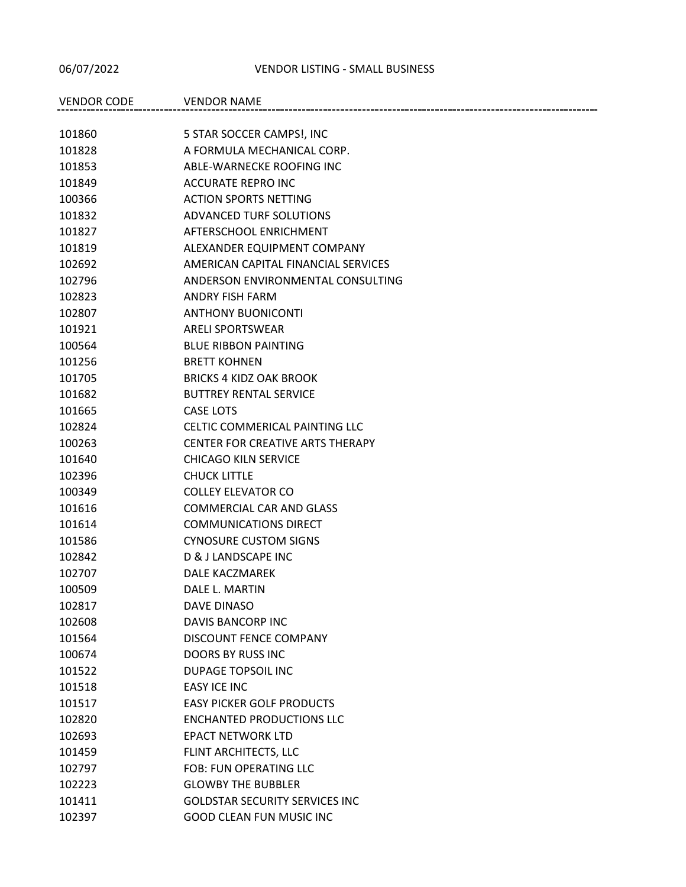06/07/2022 VENDOR LISTING - SMALL BUSINESS

| VENDOR CODE | VENDOR NAME |
|---|---|
| 101860 | 5 STAR SOCCER CAMPS!, INC |
| 101828 | A FORMULA MECHANICAL CORP. |
| 101853 | ABLE-WARNECKE ROOFING INC |
| 101849 | ACCURATE REPRO INC |
| 100366 | ACTION SPORTS NETTING |
| 101832 | ADVANCED TURF SOLUTIONS |
| 101827 | AFTERSCHOOL ENRICHMENT |
| 101819 | ALEXANDER EQUIPMENT COMPANY |
| 102692 | AMERICAN CAPITAL FINANCIAL SERVICES |
| 102796 | ANDERSON ENVIRONMENTAL CONSULTING |
| 102823 | ANDRY FISH FARM |
| 102807 | ANTHONY BUONICONTI |
| 101921 | ARELI SPORTSWEAR |
| 100564 | BLUE RIBBON PAINTING |
| 101256 | BRETT KOHNEN |
| 101705 | BRICKS 4 KIDZ OAK BROOK |
| 101682 | BUTTREY RENTAL SERVICE |
| 101665 | CASE LOTS |
| 102824 | CELTIC COMMERICAL PAINTING LLC |
| 100263 | CENTER FOR CREATIVE ARTS THERAPY |
| 101640 | CHICAGO KILN SERVICE |
| 102396 | CHUCK LITTLE |
| 100349 | COLLEY ELEVATOR CO |
| 101616 | COMMERCIAL CAR AND GLASS |
| 101614 | COMMUNICATIONS DIRECT |
| 101586 | CYNOSURE CUSTOM SIGNS |
| 102842 | D & J LANDSCAPE INC |
| 102707 | DALE KACZMAREK |
| 100509 | DALE L. MARTIN |
| 102817 | DAVE DINASO |
| 102608 | DAVIS BANCORP INC |
| 101564 | DISCOUNT FENCE COMPANY |
| 100674 | DOORS BY RUSS INC |
| 101522 | DUPAGE TOPSOIL INC |
| 101518 | EASY ICE INC |
| 101517 | EASY PICKER GOLF PRODUCTS |
| 102820 | ENCHANTED PRODUCTIONS LLC |
| 102693 | EPACT NETWORK LTD |
| 101459 | FLINT ARCHITECTS, LLC |
| 102797 | FOB: FUN OPERATING LLC |
| 102223 | GLOWBY THE BUBBLER |
| 101411 | GOLDSTAR SECURITY SERVICES INC |
| 102397 | GOOD CLEAN FUN MUSIC INC |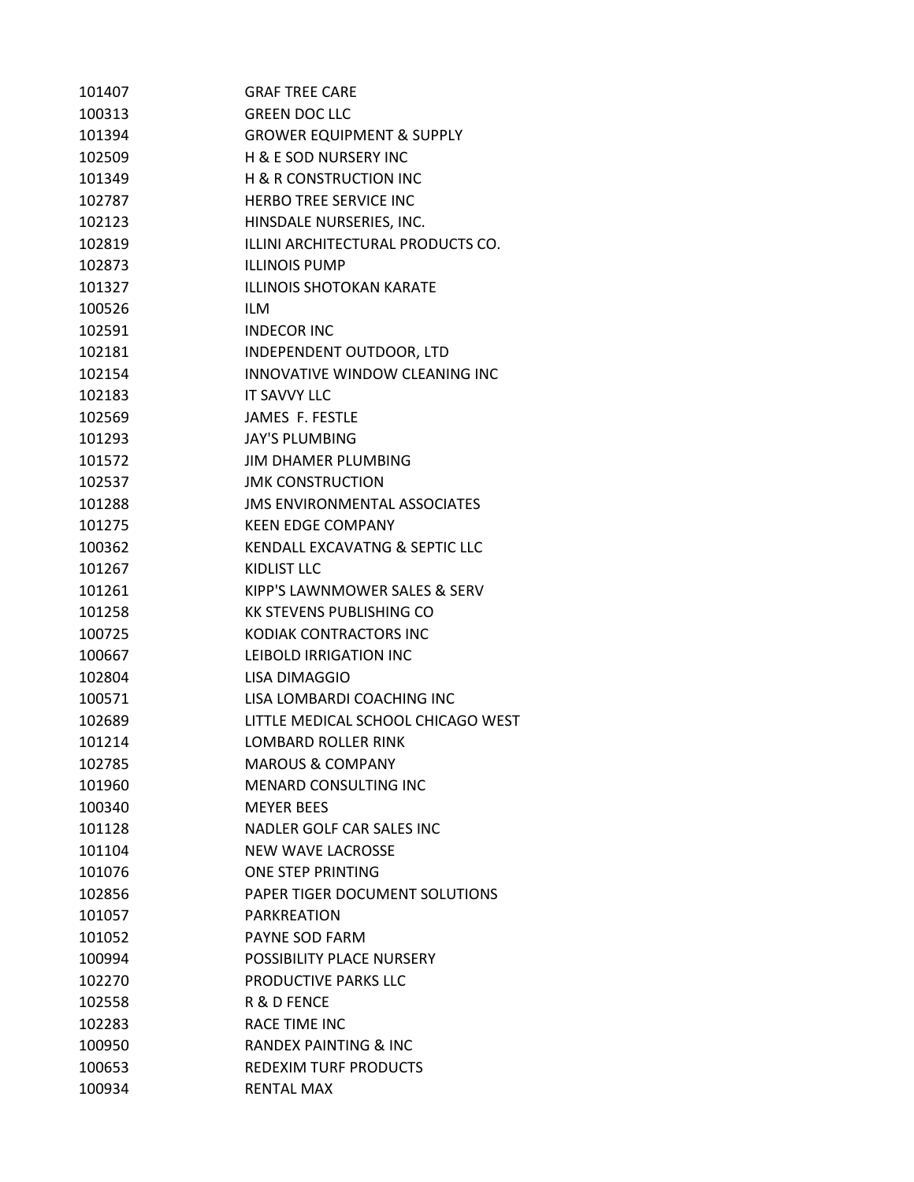| | |
|---|---|
| 101407 | GRAF TREE CARE |
| 100313 | GREEN DOC LLC |
| 101394 | GROWER EQUIPMENT & SUPPLY |
| 102509 | H & E SOD NURSERY INC |
| 101349 | H & R CONSTRUCTION INC |
| 102787 | HERBO TREE SERVICE INC |
| 102123 | HINSDALE NURSERIES, INC. |
| 102819 | ILLINI ARCHITECTURAL PRODUCTS CO. |
| 102873 | ILLINOIS PUMP |
| 101327 | ILLINOIS SHOTOKAN KARATE |
| 100526 | ILM |
| 102591 | INDECOR INC |
| 102181 | INDEPENDENT OUTDOOR, LTD |
| 102154 | INNOVATIVE WINDOW CLEANING INC |
| 102183 | IT SAVVY LLC |
| 102569 | JAMES F. FESTLE |
| 101293 | JAY'S PLUMBING |
| 101572 | JIM DHAMER PLUMBING |
| 102537 | JMK CONSTRUCTION |
| 101288 | JMS ENVIRONMENTAL ASSOCIATES |
| 101275 | KEEN EDGE COMPANY |
| 100362 | KENDALL EXCAVATNG & SEPTIC LLC |
| 101267 | KIDLIST LLC |
| 101261 | KIPP'S LAWNMOWER SALES & SERV |
| 101258 | KK STEVENS PUBLISHING CO |
| 100725 | KODIAK CONTRACTORS INC |
| 100667 | LEIBOLD IRRIGATION INC |
| 102804 | LISA DIMAGGIO |
| 100571 | LISA LOMBARDI COACHING INC |
| 102689 | LITTLE MEDICAL SCHOOL CHICAGO WEST |
| 101214 | LOMBARD ROLLER RINK |
| 102785 | MAROUS & COMPANY |
| 101960 | MENARD CONSULTING INC |
| 100340 | MEYER BEES |
| 101128 | NADLER GOLF CAR SALES INC |
| 101104 | NEW WAVE LACROSSE |
| 101076 | ONE STEP PRINTING |
| 102856 | PAPER TIGER DOCUMENT SOLUTIONS |
| 101057 | PARKREATION |
| 101052 | PAYNE SOD FARM |
| 100994 | POSSIBILITY PLACE NURSERY |
| 102270 | PRODUCTIVE PARKS LLC |
| 102558 | R & D FENCE |
| 102283 | RACE TIME INC |
| 100950 | RANDEX PAINTING & INC |
| 100653 | REDEXIM TURF PRODUCTS |
| 100934 | RENTAL MAX |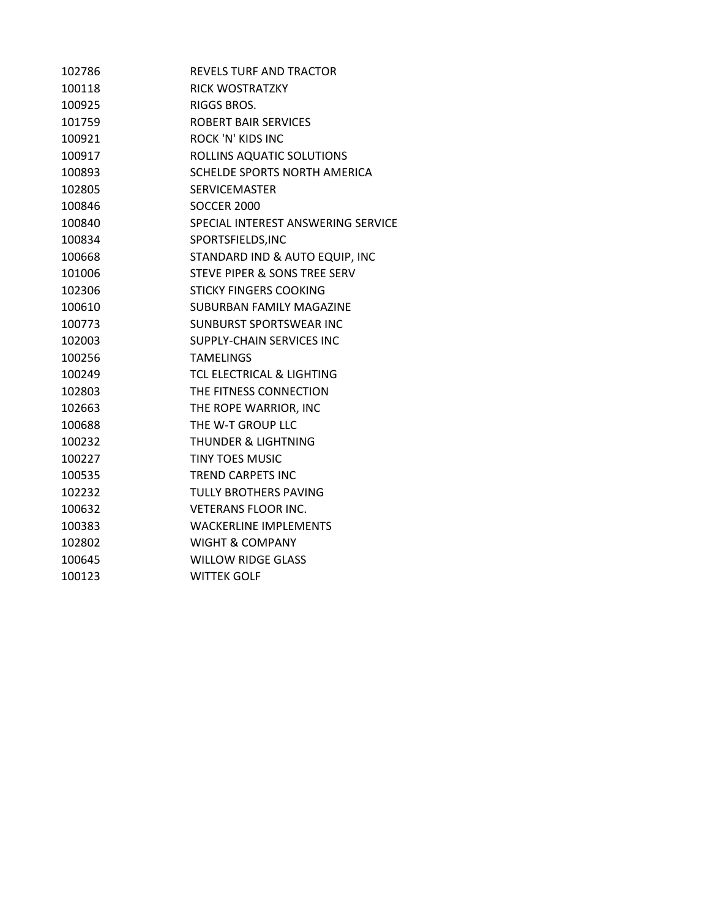| | |
|---|---|
| 102786 | REVELS TURF AND TRACTOR |
| 100118 | RICK WOSTRATZKY |
| 100925 | RIGGS BROS. |
| 101759 | ROBERT BAIR SERVICES |
| 100921 | ROCK 'N' KIDS INC |
| 100917 | ROLLINS AQUATIC SOLUTIONS |
| 100893 | SCHELDE SPORTS NORTH AMERICA |
| 102805 | SERVICEMASTER |
| 100846 | SOCCER 2000 |
| 100840 | SPECIAL INTEREST ANSWERING SERVICE |
| 100834 | SPORTSFIELDS,INC |
| 100668 | STANDARD IND & AUTO EQUIP, INC |
| 101006 | STEVE PIPER & SONS TREE SERV |
| 102306 | STICKY FINGERS COOKING |
| 100610 | SUBURBAN FAMILY MAGAZINE |
| 100773 | SUNBURST SPORTSWEAR INC |
| 102003 | SUPPLY-CHAIN SERVICES INC |
| 100256 | TAMELINGS |
| 100249 | TCL ELECTRICAL & LIGHTING |
| 102803 | THE FITNESS CONNECTION |
| 102663 | THE ROPE WARRIOR, INC |
| 100688 | THE W-T GROUP LLC |
| 100232 | THUNDER & LIGHTNING |
| 100227 | TINY TOES MUSIC |
| 100535 | TREND CARPETS INC |
| 102232 | TULLY BROTHERS PAVING |
| 100632 | VETERANS FLOOR INC. |
| 100383 | WACKERLINE IMPLEMENTS |
| 102802 | WIGHT & COMPANY |
| 100645 | WILLOW RIDGE GLASS |
| 100123 | WITTEK GOLF |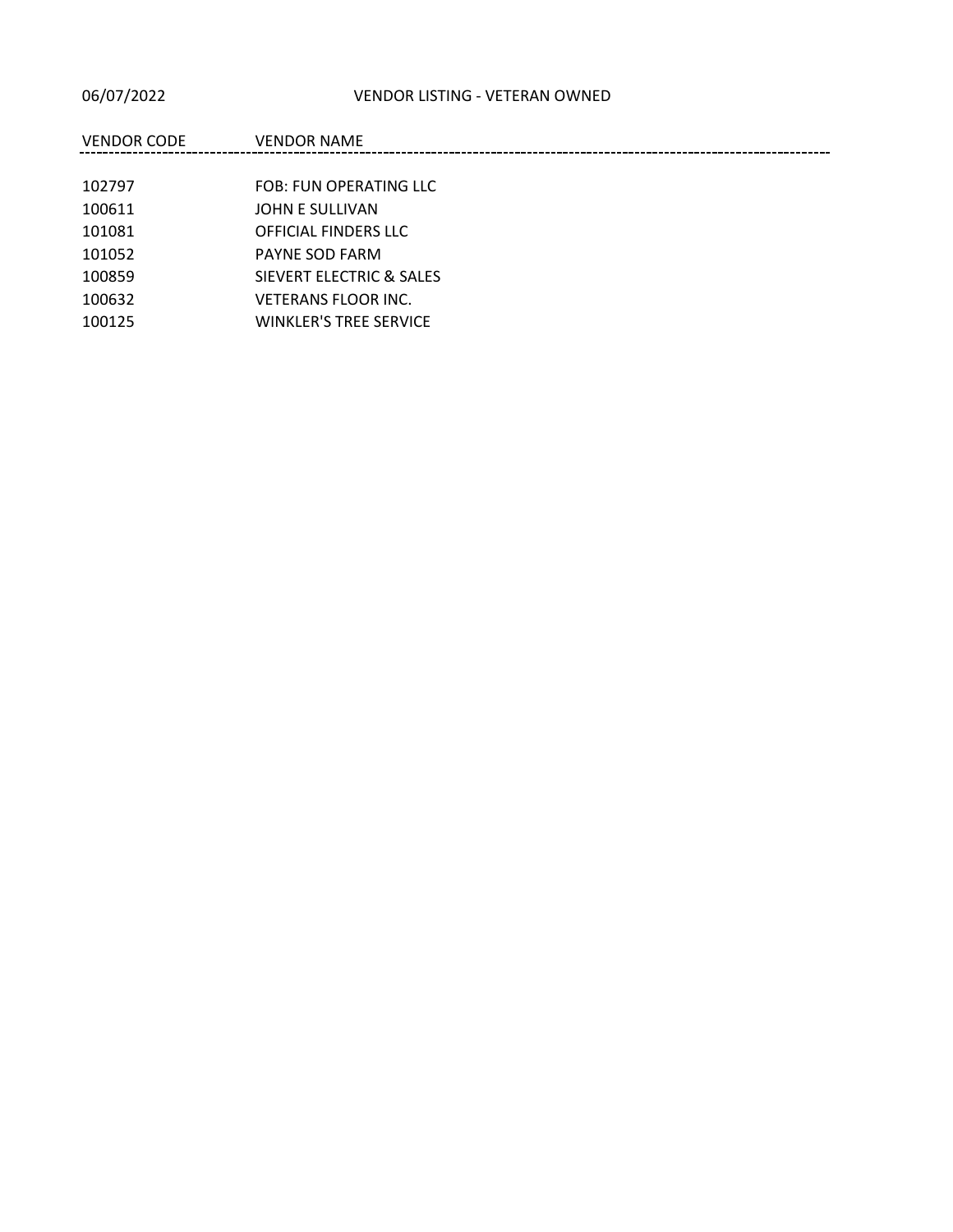06/07/2022

# VENDOR LISTING - VETERAN OWNED

| VENDOR CODE | VENDOR NAME |
| --- | --- |
| 102797 | FOB: FUN OPERATING LLC |
| 100611 | JOHN E SULLIVAN |
| 101081 | OFFICIAL FINDERS LLC |
| 101052 | PAYNE SOD FARM |
| 100859 | SIEVERT ELECTRIC & SALES |
| 100632 | VETERANS FLOOR INC. |
| 100125 | WINKLER'S TREE SERVICE |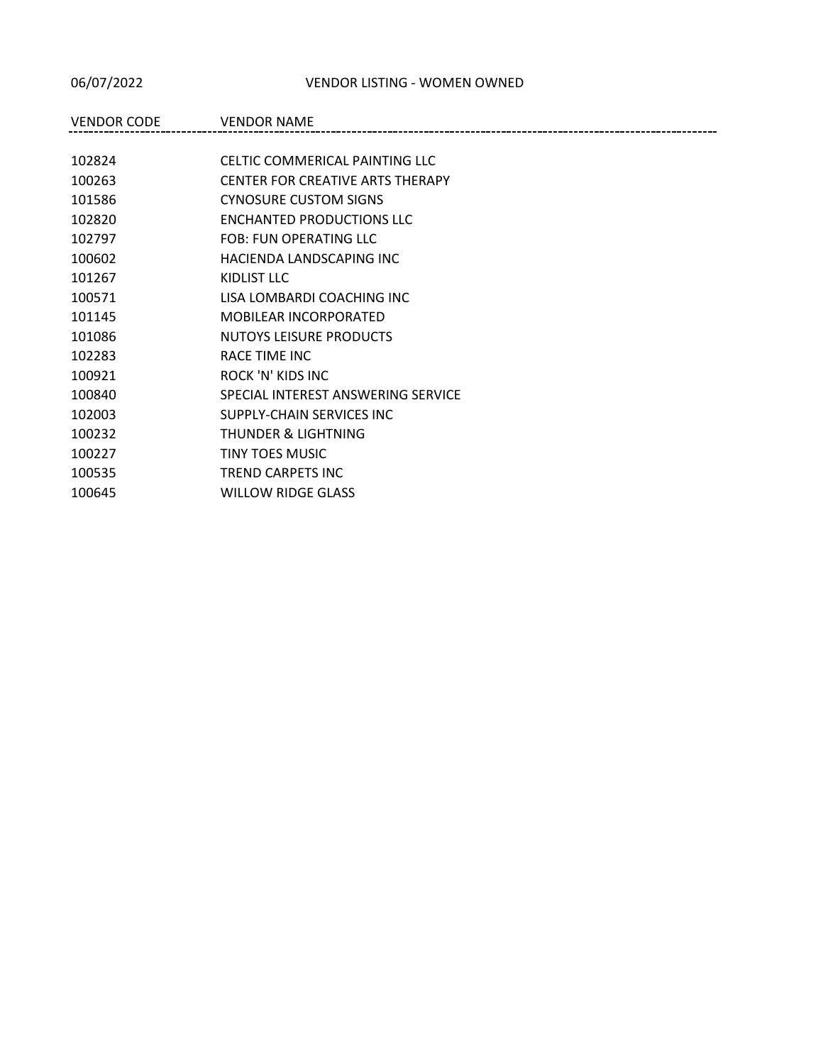06/07/2022 VENDOR LISTING - WOMEN OWNED

| VENDOR CODE | VENDOR NAME |
|---|---|
| 102824 | CELTIC COMMERICAL PAINTING LLC |
| 100263 | CENTER FOR CREATIVE ARTS THERAPY |
| 101586 | CYNOSURE CUSTOM SIGNS |
| 102820 | ENCHANTED PRODUCTIONS LLC |
| 102797 | FOB: FUN OPERATING LLC |
| 100602 | HACIENDA LANDSCAPING INC |
| 101267 | KIDLIST LLC |
| 100571 | LISA LOMBARDI COACHING INC |
| 101145 | MOBILEAR INCORPORATED |
| 101086 | NUTOYS LEISURE PRODUCTS |
| 102283 | RACE TIME INC |
| 100921 | ROCK 'N' KIDS INC |
| 100840 | SPECIAL INTEREST ANSWERING SERVICE |
| 102003 | SUPPLY-CHAIN SERVICES INC |
| 100232 | THUNDER & LIGHTNING |
| 100227 | TINY TOES MUSIC |
| 100535 | TREND CARPETS INC |
| 100645 | WILLOW RIDGE GLASS |